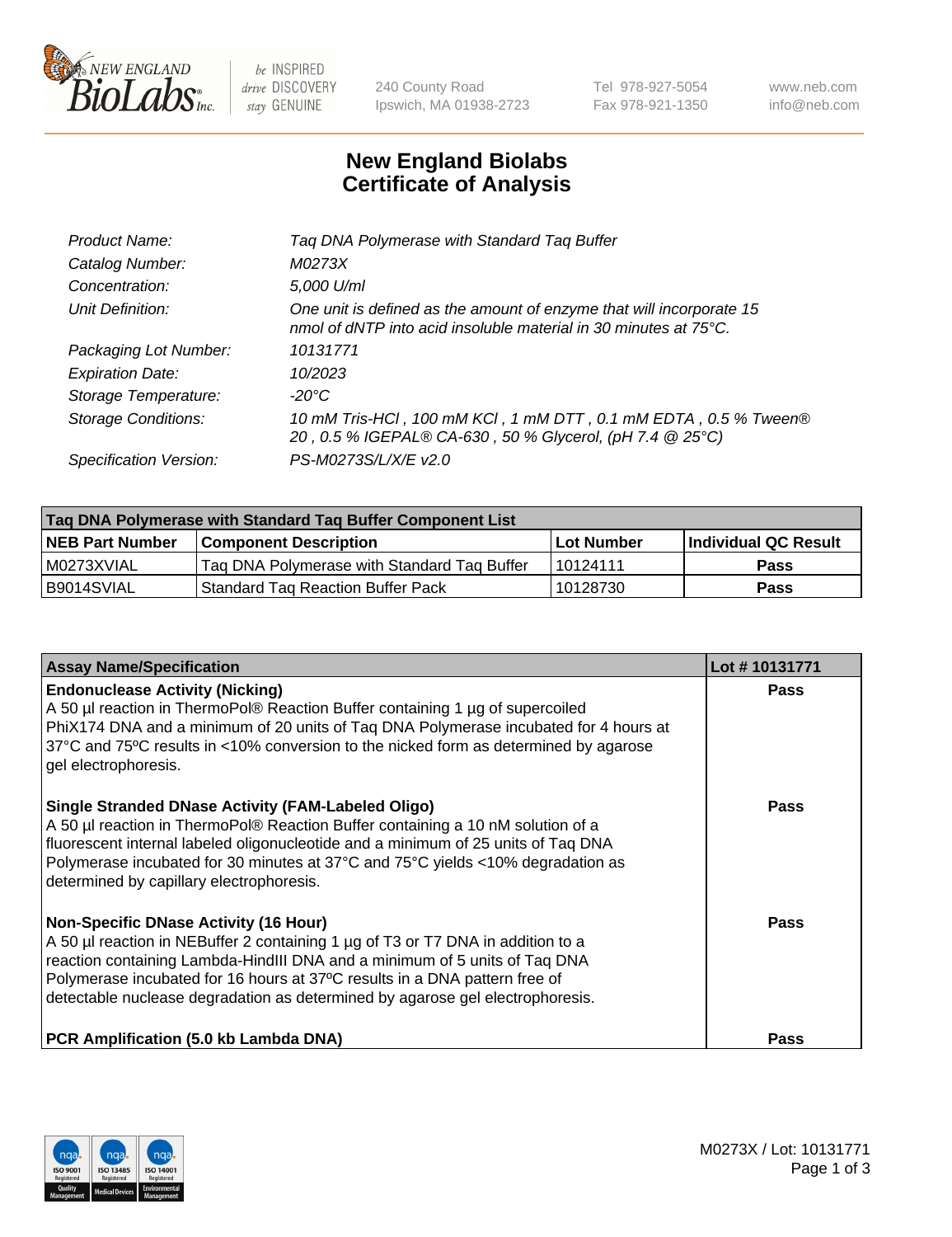New England BioLabs Inc. — be INSPIRED drive DISCOVERY stay GENUINE

240 County Road
Ipswich, MA 01938-2723

Tel 978-927-5054
Fax 978-921-1350

www.neb.com
info@neb.com

# New England Biolabs Certificate of Analysis

| | |
|---|---|
| *Product Name:* | *Taq DNA Polymerase with Standard Taq Buffer* |
| *Catalog Number:* | *M0273X* |
| *Concentration:* | *5,000 U/ml* |
| *Unit Definition:* | *One unit is defined as the amount of enzyme that will incorporate 15 nmol of dNTP into acid insoluble material in 30 minutes at 75°C.* |
| *Packaging Lot Number:* | *10131771* |
| *Expiration Date:* | *10/2023* |
| *Storage Temperature:* | *-20°C* |
| *Storage Conditions:* | *10 mM Tris-HCl , 100 mM KCl , 1 mM DTT , 0.1 mM EDTA , 0.5 % Tween® 20 , 0.5 % IGEPAL® CA-630 , 50 % Glycerol, (pH 7.4 @ 25°C)* |
| *Specification Version:* | *PS-M0273S/L/X/E v2.0* |

| Taq DNA Polymerase with Standard Taq Buffer Component List | | | |
|---|---|---|---|
| **NEB Part Number** | **Component Description** | **Lot Number** | **Individual QC Result** |
| M0273XVIAL | Taq DNA Polymerase with Standard Taq Buffer | 10124111 | **Pass** |
| B9014SVIAL | Standard Taq Reaction Buffer Pack | 10128730 | **Pass** |

| Assay Name/Specification | Lot # 10131771 |
|---|---|
| **Endonuclease Activity (Nicking)** A 50 µl reaction in ThermoPol® Reaction Buffer containing 1 µg of supercoiled PhiX174 DNA and a minimum of 20 units of Taq DNA Polymerase incubated for 4 hours at 37°C and 75°C results in <10% conversion to the nicked form as determined by agarose gel electrophoresis. | **Pass** |
| **Single Stranded DNase Activity (FAM-Labeled Oligo)** A 50 µl reaction in ThermoPol® Reaction Buffer containing a 10 nM solution of a fluorescent internal labeled oligonucleotide and a minimum of 25 units of Taq DNA Polymerase incubated for 30 minutes at 37°C and 75°C yields <10% degradation as determined by capillary electrophoresis. | **Pass** |
| **Non-Specific DNase Activity (16 Hour)** A 50 µl reaction in NEBuffer 2 containing 1 µg of T3 or T7 DNA in addition to a reaction containing Lambda-HindIII DNA and a minimum of 5 units of Taq DNA Polymerase incubated for 16 hours at 37ºC results in a DNA pattern free of detectable nuclease degradation as determined by agarose gel electrophoresis. | **Pass** |
| **PCR Amplification (5.0 kb Lambda DNA)** | **Pass** |

M0273X / Lot: 10131771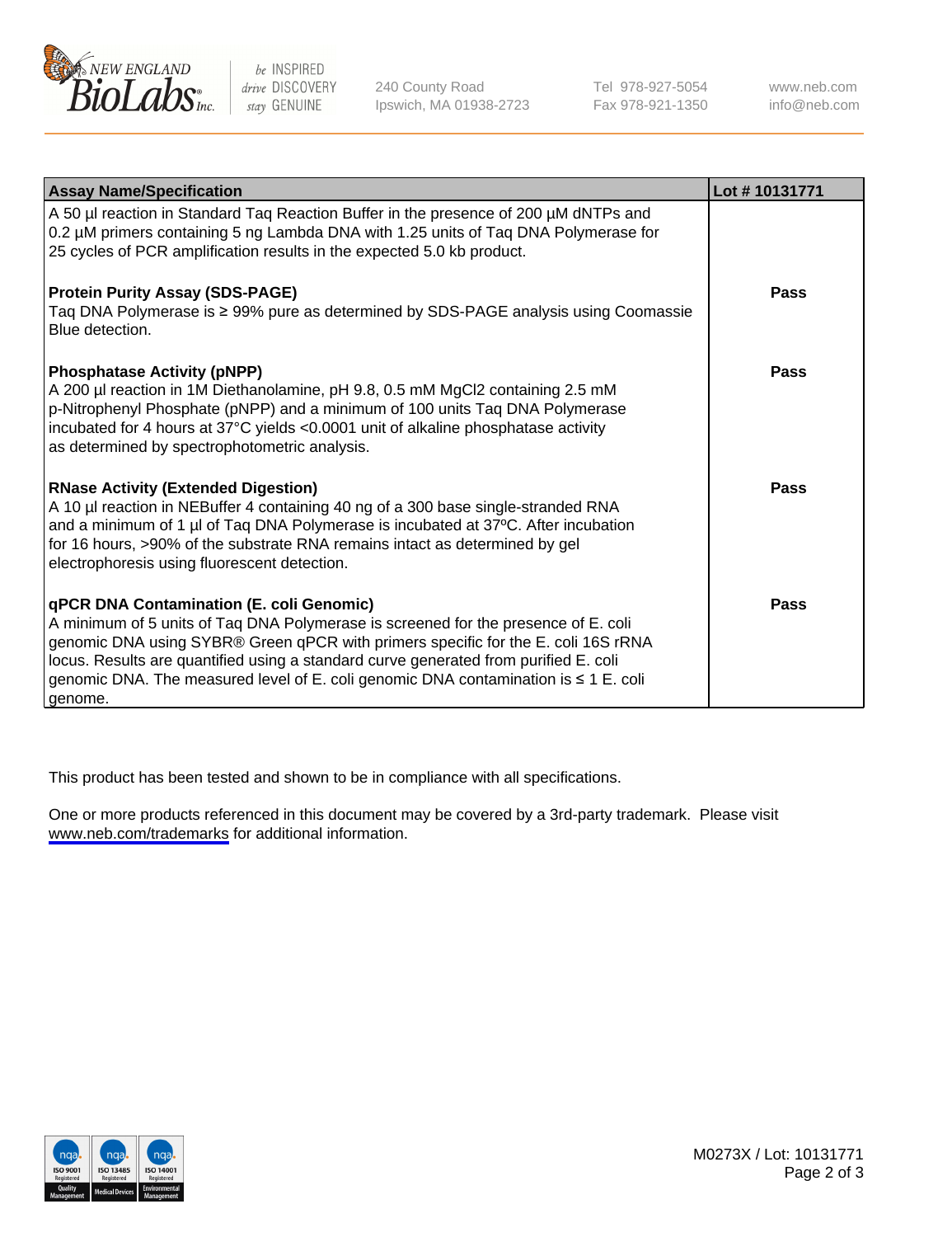| Assay Name/Specification | Lot # 10131771 |
|---|---|
| A 50 µl reaction in Standard Taq Reaction Buffer in the presence of 200 µM dNTPs and 0.2 µM primers containing 5 ng Lambda DNA with 1.25 units of Taq DNA Polymerase for 25 cycles of PCR amplification results in the expected 5.0 kb product. | |
| **Protein Purity Assay (SDS-PAGE)**<br>Taq DNA Polymerase is ≥ 99% pure as determined by SDS-PAGE analysis using Coomassie Blue detection. | Pass |
| **Phosphatase Activity (pNPP)**<br>A 200 µl reaction in 1M Diethanolamine, pH 9.8, 0.5 mM $MgCl_2$ containing 2.5 mM p-Nitrophenyl Phosphate (pNPP) and a minimum of 100 units Taq DNA Polymerase incubated for 4 hours at 37°C yields <0.0001 unit of alkaline phosphatase activity as determined by spectrophotometric analysis. | Pass |
| **RNase Activity (Extended Digestion)**<br>A 10 µl reaction in NEBuffer 4 containing 40 ng of a 300 base single-stranded RNA and a minimum of 1 µl of Taq DNA Polymerase is incubated at 37ºC. After incubation for 16 hours, >90% of the substrate RNA remains intact as determined by gel electrophoresis using fluorescent detection. | Pass |
| **qPCR DNA Contamination (E. coli Genomic)**<br>A minimum of 5 units of Taq DNA Polymerase is screened for the presence of E. coli genomic DNA using SYBR® Green qPCR with primers specific for the E. coli 16S rRNA locus. Results are quantified using a standard curve generated from purified E. coli genomic DNA. The measured level of E. coli genomic DNA contamination is ≤ 1 E. coli genome. | Pass |

This product has been tested and shown to be in compliance with all specifications.

One or more products referenced in this document may be covered by a 3rd-party trademark. Please visit www.neb.com/trademarks for additional information.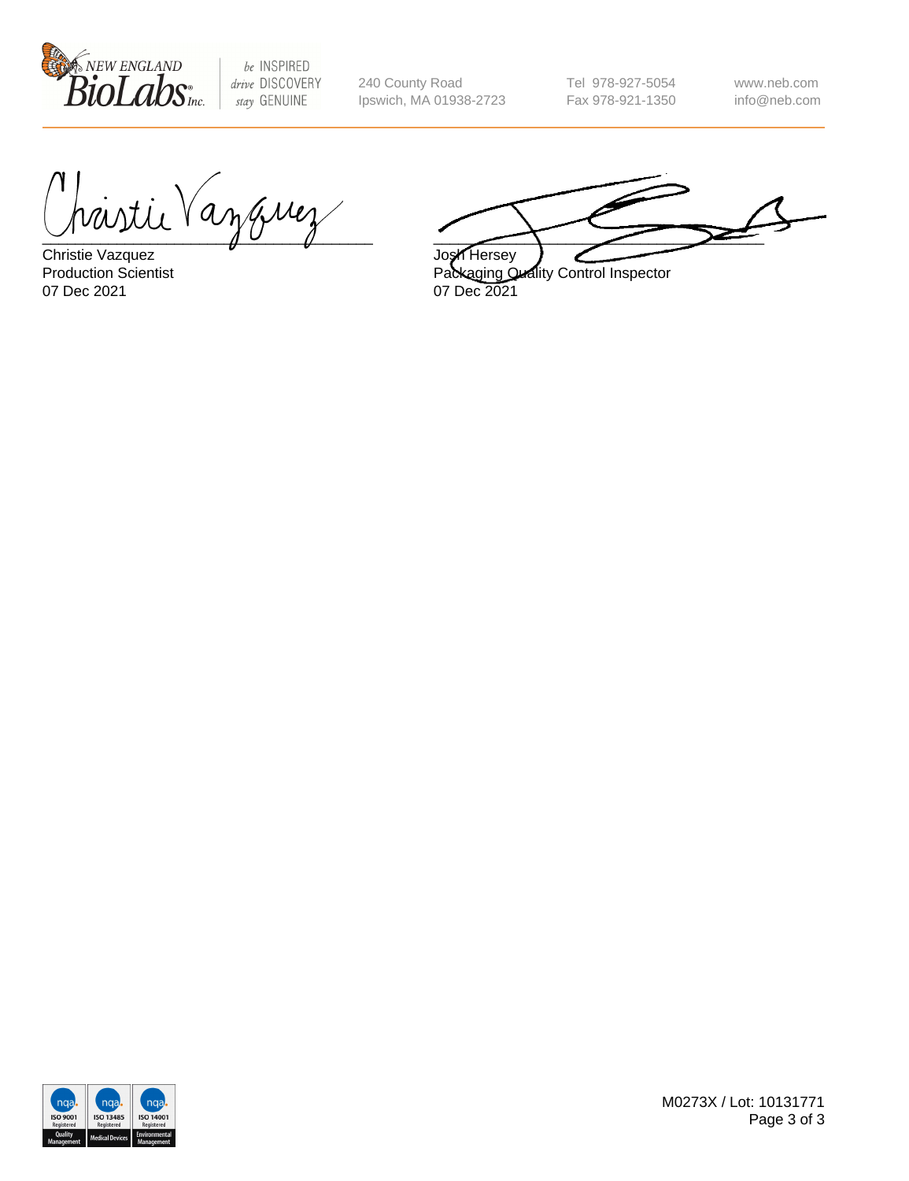Christie Vazquez
Production Scientist
07 Dec 2021

Josh Hersey
Packaging Quality Control Inspector
07 Dec 2021